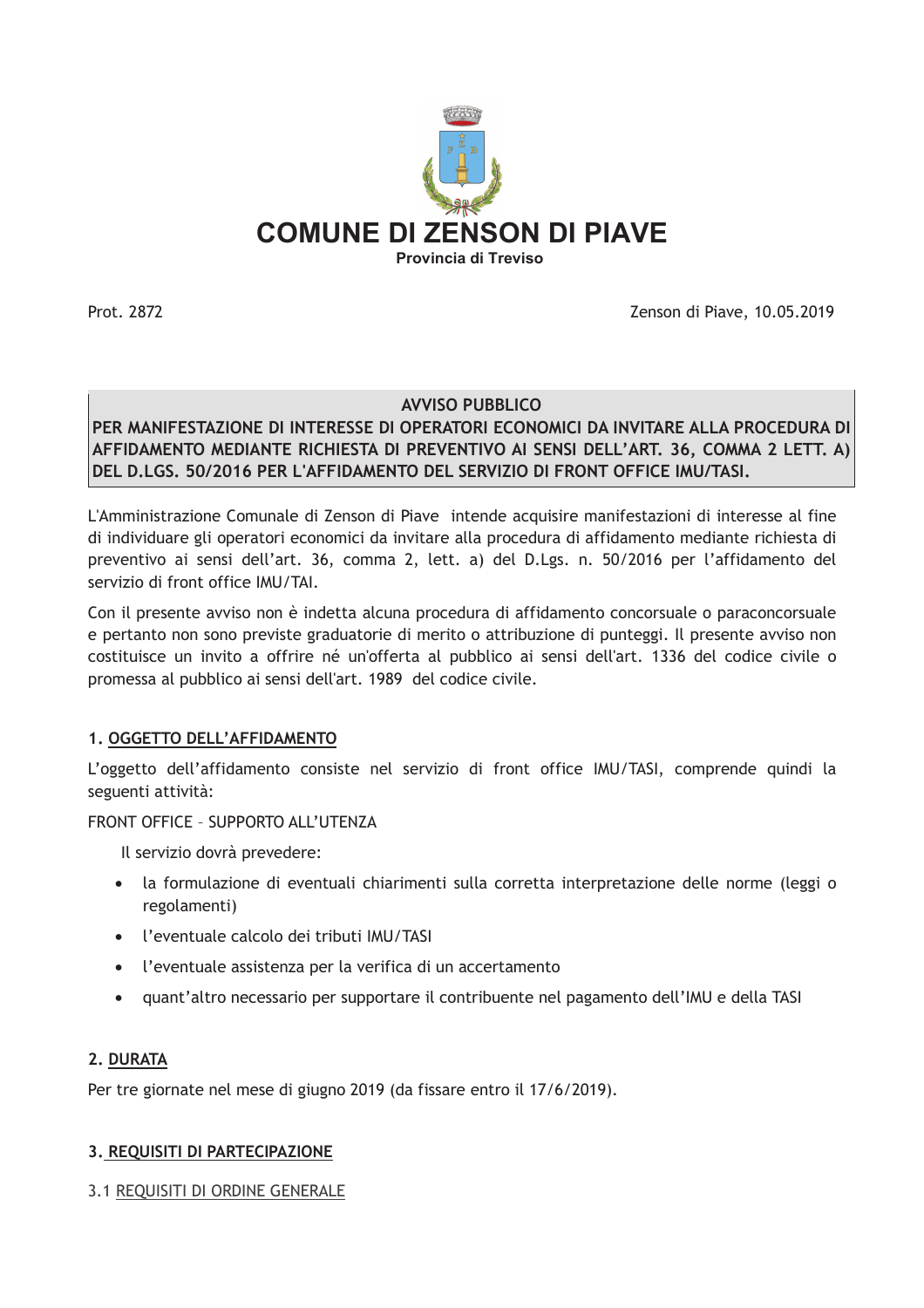# COMUNE DI ZENSON DI PIAVE

**Provincia di Treviso**

Prot. 2872

Zenson di Piave, 10.05.2019

**AVVISO PUBBLICO**

**PER MANIFESTAZIONE DI INTERESSE DI OPERATORI ECONOMICI DA INVITARE ALLA PROCEDURA DI AFFIDAMENTO MEDIANTE RICHIESTA DI PREVENTIVO AI SENSI DELL'ART. 36, COMMA 2 LETT. A) DEL D.LGS. 50/2016 PER L'AFFIDAMENTO DEL SERVIZIO DI FRONT OFFICE IMU/TASI.**

L'Amministrazione Comunale di Zenson di Piave intende acquisire manifestazioni di interesse al fine di individuare gli operatori economici da invitare alla procedura di affidamento mediante richiesta di preventivo ai sensi dell'art. 36, comma 2, lett. a) del D.Lgs. n. 50/2016 per l'affidamento del servizio di front office IMU/TAI.

Con il presente avviso non è indetta alcuna procedura di affidamento concorsuale o paraconcorsuale e pertanto non sono previste graduatorie di merito o attribuzione di punteggi. Il presente avviso non costituisce un invito a offrire né un'offerta al pubblico ai sensi dell'art. 1336 del codice civile o promessa al pubblico ai sensi dell'art. 1989 del codice civile.

## 1. OGGETTO DELL'AFFIDAMENTO

L'oggetto dell'affidamento consiste nel servizio di front office IMU/TASI, comprende quindi la seguenti attività:

FRONT OFFICE – SUPPORTO ALL'UTENZA

Il servizio dovrà prevedere:

- la formulazione di eventuali chiarimenti sulla corretta interpretazione delle norme (leggi o regolamenti)
- l'eventuale calcolo dei tributi IMU/TASI
- l'eventuale assistenza per la verifica di un accertamento
- quant'altro necessario per supportare il contribuente nel pagamento dell'IMU e della TASI

## 2. DURATA

Per tre giornate nel mese di giugno 2019 (da fissare entro il 17/6/2019).

## 3. REQUISITI DI PARTECIPAZIONE

### 3.1 REQUISITI DI ORDINE GENERALE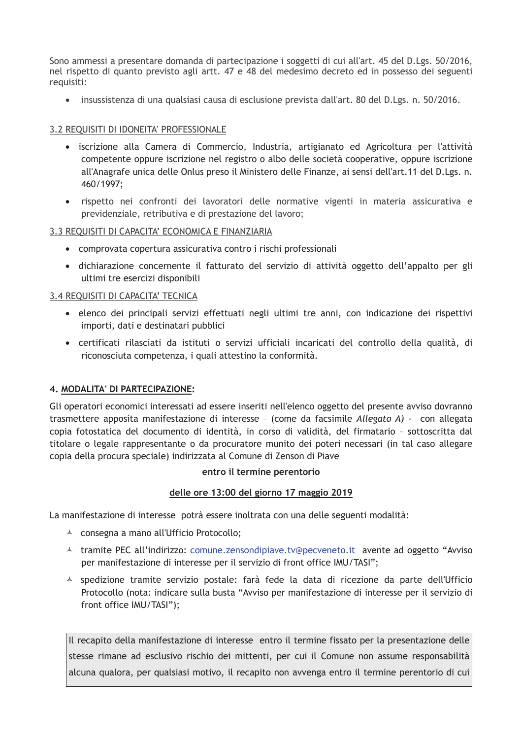Sono ammessi a presentare domanda di partecipazione i soggetti di cui all'art. 45 del D.Lgs. 50/2016, nel rispetto di quanto previsto agli artt. 47 e 48 del medesimo decreto ed in possesso dei seguenti requisiti:

- insussistenza di una qualsiasi causa di esclusione prevista dall'art. 80 del D.Lgs. n. 50/2016.

<u>3.2 REQUISITI DI IDONEITA' PROFESSIONALE</u>

- iscrizione alla Camera di Commercio, Industria, artigianato ed Agricoltura per l'attività competente oppure iscrizione nel registro o albo delle società cooperative, oppure iscrizione all'Anagrafe unica delle Onlus preso il Ministero delle Finanze, ai sensi dell'art.11 del D.Lgs. n. 460/1997;
- rispetto nei confronti dei lavoratori delle normative vigenti in materia assicurativa e previdenziale, retributiva e di prestazione del lavoro;

<u>3.3 REQUISITI DI CAPACITA' ECONOMICA E FINANZIARIA</u>

- comprovata copertura assicurativa contro i rischi professionali
- dichiarazione concernente il fatturato del servizio di attività oggetto dell'appalto per gli ultimi tre esercizi disponibili

<u>3.4 REQUISITI DI CAPACITA' TECNICA</u>

- elenco dei principali servizi effettuati negli ultimi tre anni, con indicazione dei rispettivi importi, dati e destinatari pubblici
- certificati rilasciati da istituti o servizi ufficiali incaricati del controllo della qualità, di riconosciuta competenza, i quali attestino la conformità.

**4. <u>MODALITA' DI PARTECIPAZIONE</u>:**

Gli operatori economici interessati ad essere inseriti nell'elenco oggetto del presente avviso dovranno trasmettere apposita manifestazione di interesse – (come da facsimile *Allegato A)* - con allegata copia fotostatica del documento di identità, in corso di validità, del firmatario – sottoscritta dal titolare o legale rappresentante o da procuratore munito dei poteri necessari (in tal caso allegare copia della procura speciale) indirizzata al Comune di Zenson di Piave

**entro il termine perentorio**

**<u>delle ore 13:00 del giorno 17 maggio 2019</u>**

La manifestazione di interesse potrà essere inoltrata con una delle seguenti modalità:

- consegna a mano all'Ufficio Protocollo;
- tramite PEC all'indirizzo: comune.zensondipiave.tv@pecveneto.it avente ad oggetto "Avviso per manifestazione di interesse per il servizio di front office IMU/TASI";
- spedizione tramite servizio postale: farà fede la data di ricezione da parte dell'Ufficio Protocollo (nota: indicare sulla busta "Avviso per manifestazione di interesse per il servizio di front office IMU/TASI");

Il recapito della manifestazione di interesse entro il termine fissato per la presentazione delle stesse rimane ad esclusivo rischio dei mittenti, per cui il Comune non assume responsabilità alcuna qualora, per qualsiasi motivo, il recapito non avvenga entro il termine perentorio di cui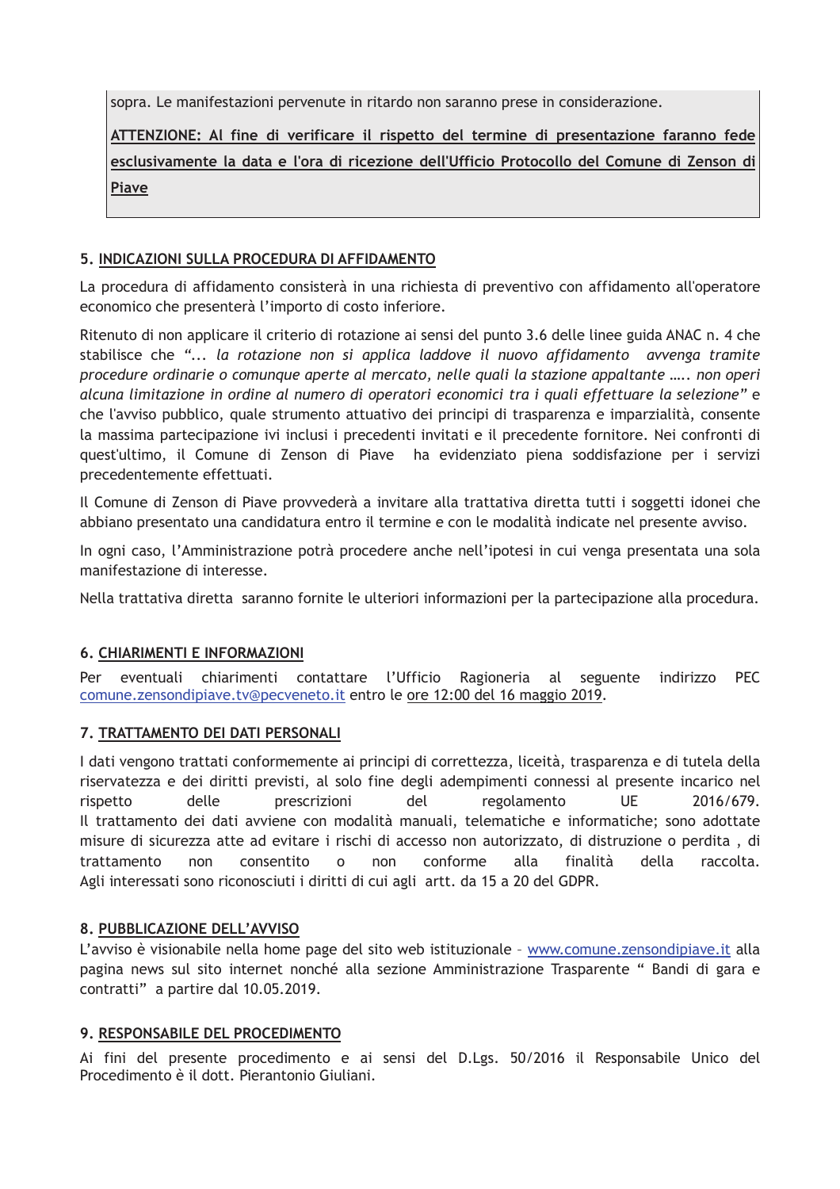sopra. Le manifestazioni pervenute in ritardo non saranno prese in considerazione.

**ATTENZIONE: Al fine di verificare il rispetto del termine di presentazione faranno fede esclusivamente la data e l'ora di ricezione dell'Ufficio Protocollo del Comune di Zenson di Piave**

## 5. INDICAZIONI SULLA PROCEDURA DI AFFIDAMENTO

La procedura di affidamento consisterà in una richiesta di preventivo con affidamento all'operatore economico che presenterà l'importo di costo inferiore.

Ritenuto di non applicare il criterio di rotazione ai sensi del punto 3.6 delle linee guida ANAC n. 4 che stabilisce che "*... la rotazione non si applica laddove il nuovo affidamento avvenga tramite procedure ordinarie o comunque aperte al mercato, nelle quali la stazione appaltante ….. non operi alcuna limitazione in ordine al numero di operatori economici tra i quali effettuare la selezione*" e che l'avviso pubblico, quale strumento attuativo dei principi di trasparenza e imparzialità, consente la massima partecipazione ivi inclusi i precedenti invitati e il precedente fornitore. Nei confronti di quest'ultimo, il Comune di Zenson di Piave ha evidenziato piena soddisfazione per i servizi precedentemente effettuati.

Il Comune di Zenson di Piave provvederà a invitare alla trattativa diretta tutti i soggetti idonei che abbiano presentato una candidatura entro il termine e con le modalità indicate nel presente avviso.

In ogni caso, l'Amministrazione potrà procedere anche nell'ipotesi in cui venga presentata una sola manifestazione di interesse.

Nella trattativa diretta saranno fornite le ulteriori informazioni per la partecipazione alla procedura.

## 6. CHIARIMENTI E INFORMAZIONI

Per eventuali chiarimenti contattare l'Ufficio Ragioneria al seguente indirizzo PEC comune.zensondipiave.tv@pecveneto.it entro le ore 12:00 del 16 maggio 2019.

## 7. TRATTAMENTO DEI DATI PERSONALI

I dati vengono trattati conformemente ai principi di correttezza, liceità, trasparenza e di tutela della riservatezza e dei diritti previsti, al solo fine degli adempimenti connessi al presente incarico nel rispetto delle prescrizioni del regolamento UE 2016/679.
Il trattamento dei dati avviene con modalità manuali, telematiche e informatiche; sono adottate misure di sicurezza atte ad evitare i rischi di accesso non autorizzato, di distruzione o perdita , di trattamento non consentito o non conforme alla finalità della raccolta.
Agli interessati sono riconosciuti i diritti di cui agli artt. da 15 a 20 del GDPR.

## 8. PUBBLICAZIONE DELL'AVVISO

L'avviso è visionabile nella home page del sito web istituzionale – www.comune.zensondipiave.it alla pagina news sul sito internet nonché alla sezione Amministrazione Trasparente " Bandi di gara e contratti" a partire dal 10.05.2019.

## 9. RESPONSABILE DEL PROCEDIMENTO

Ai fini del presente procedimento e ai sensi del D.Lgs. 50/2016 il Responsabile Unico del Procedimento è il dott. Pierantonio Giuliani.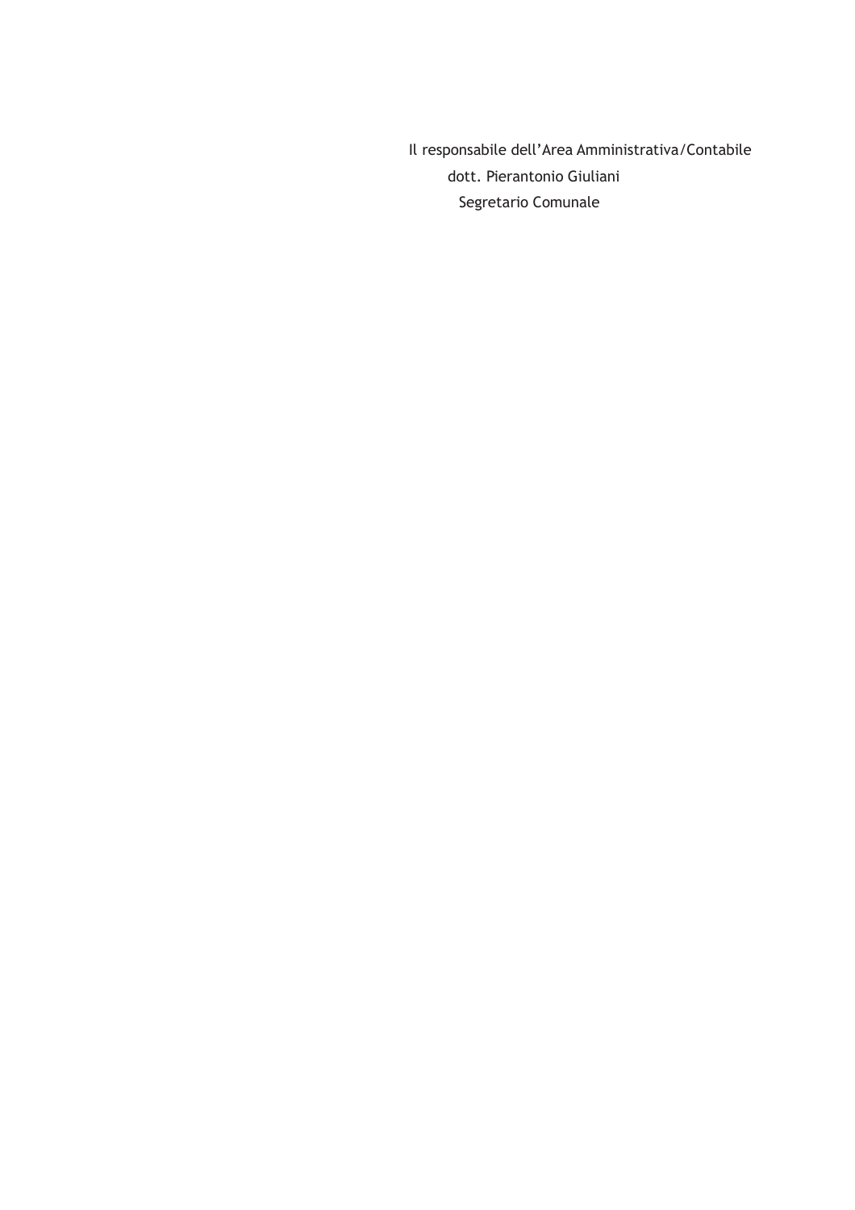Il responsabile dell’Area Amministrativa/Contabile

dott. Pierantonio Giuliani

Segretario Comunale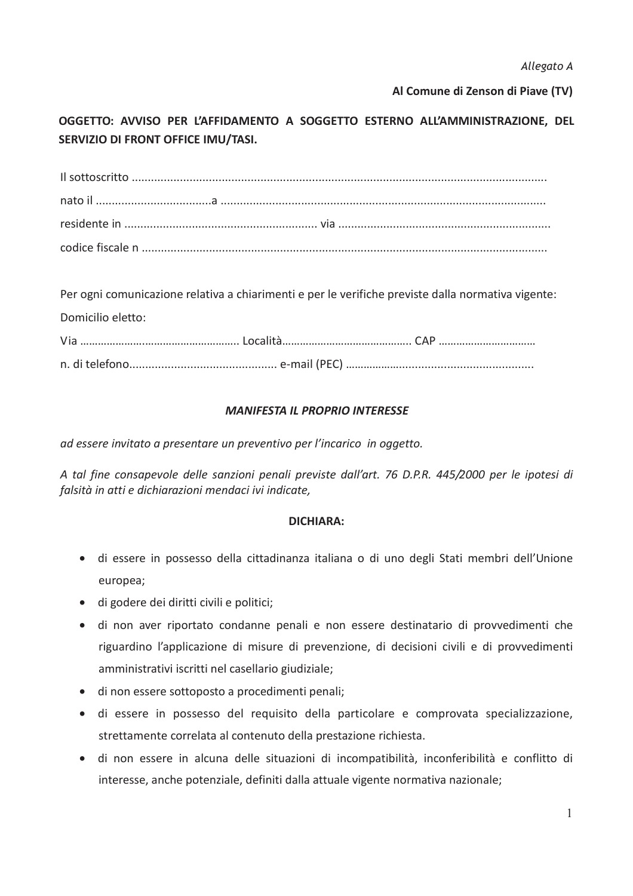*Allegato A*

**Al Comune di Zenson di Piave (TV)**

**OGGETTO: AVVISO PER L'AFFIDAMENTO A SOGGETTO ESTERNO ALL'AMMINISTRAZIONE, DEL SERVIZIO DI FRONT OFFICE IMU/TASI.**

Il sottoscritto ...............................................................................................................................

nato il ..................................a ...................................................................................................

residente in .......................................................... via .................................................................

codice fiscale n ............................................................................................................................

Per ogni comunicazione relativa a chiarimenti e per le verifiche previste dalla normativa vigente:

Domicilio eletto:

Via ..................................................... Località.......................................... CAP ................................

n. di telefono............................................. e-mail (PEC) ...........................................................

***MANIFESTA IL PROPRIO INTERESSE***

*ad essere invitato a presentare un preventivo per l'incarico in oggetto.*

*A tal fine consapevole delle sanzioni penali previste dall'art. 76 D.P.R. 445/2000 per le ipotesi di falsità in atti e dichiarazioni mendaci ivi indicate,*

**DICHIARA:**

- di essere in possesso della cittadinanza italiana o di uno degli Stati membri dell'Unione europea;
- di godere dei diritti civili e politici;
- di non aver riportato condanne penali e non essere destinatario di provvedimenti che riguardino l'applicazione di misure di prevenzione, di decisioni civili e di provvedimenti amministrativi iscritti nel casellario giudiziale;
- di non essere sottoposto a procedimenti penali;
- di essere in possesso del requisito della particolare e comprovata specializzazione, strettamente correlata al contenuto della prestazione richiesta.
- di non essere in alcuna delle situazioni di incompatibilità, inconferibilità e conflitto di interesse, anche potenziale, definiti dalla attuale vigente normativa nazionale;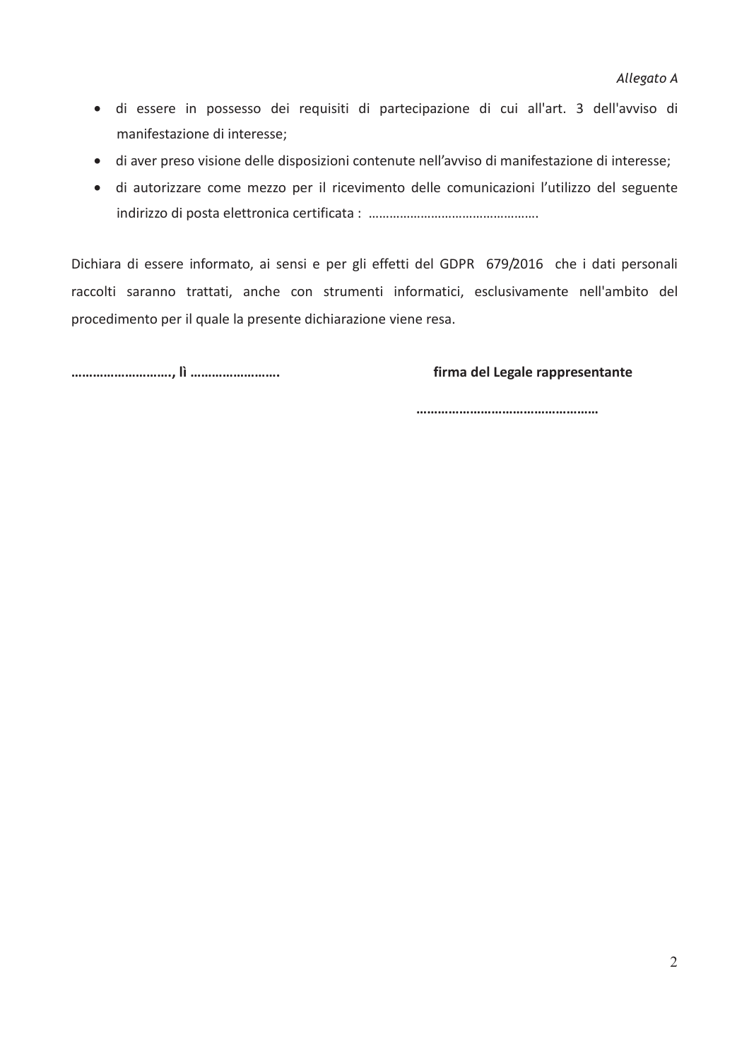*Allegato A*

- di essere in possesso dei requisiti di partecipazione di cui all'art. 3 dell'avviso di manifestazione di interesse;
- di aver preso visione delle disposizioni contenute nell'avviso di manifestazione di interesse;
- di autorizzare come mezzo per il ricevimento delle comunicazioni l'utilizzo del seguente indirizzo di posta elettronica certificata : ………………………………………….

Dichiara di essere informato, ai sensi e per gli effetti del GDPR 679/2016 che i dati personali raccolti saranno trattati, anche con strumenti informatici, esclusivamente nell'ambito del procedimento per il quale la presente dichiarazione viene resa.

**………………………., lì …………………….** **firma del Legale rappresentante**

**……………………………………………**